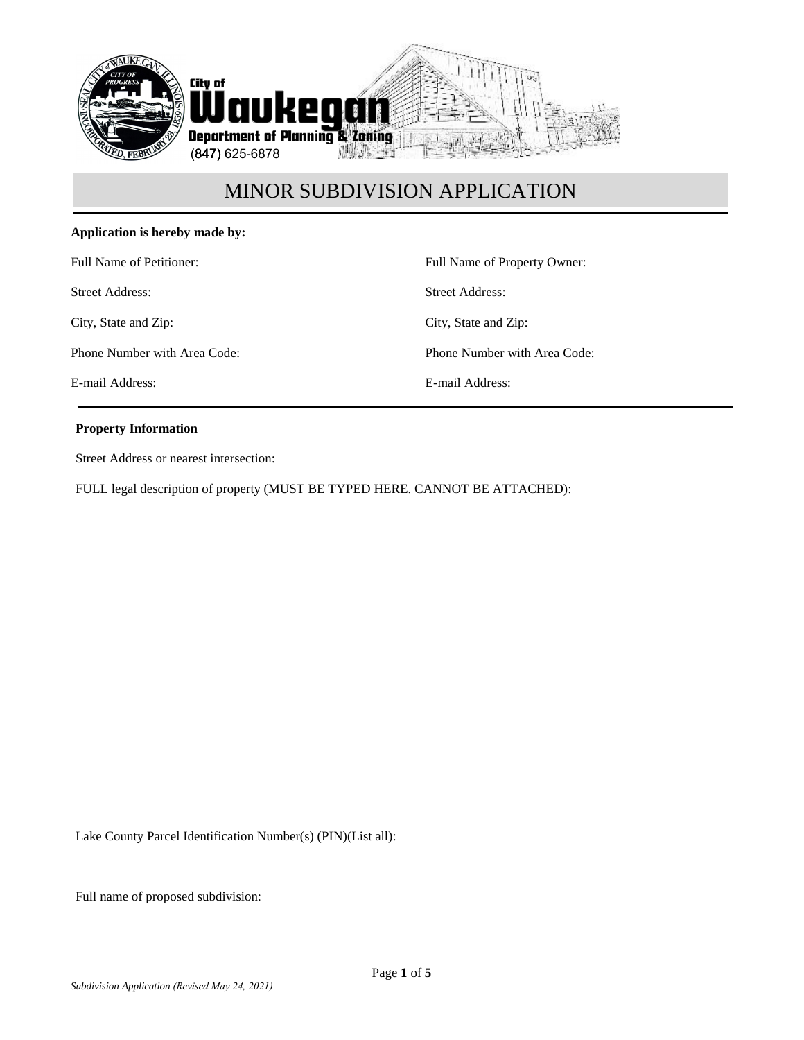City of Waukegan
Department of Planning & Zoning
(847) 625-6878

# MINOR SUBDIVISION APPLICATION

**Application is hereby made by:**

Full Name of Petitioner:

Street Address:

City, State and Zip:

Phone Number with Area Code:

E-mail Address:

Full Name of Property Owner:

Street Address:

City, State and Zip:

Phone Number with Area Code:

E-mail Address:

**Property Information**

Street Address or nearest intersection:

FULL legal description of property (MUST BE TYPED HERE. CANNOT BE ATTACHED):

Lake County Parcel Identification Number(s) (PIN)(List all):

Full name of proposed subdivision:

*Subdivision Application (Revised May 24, 2021)*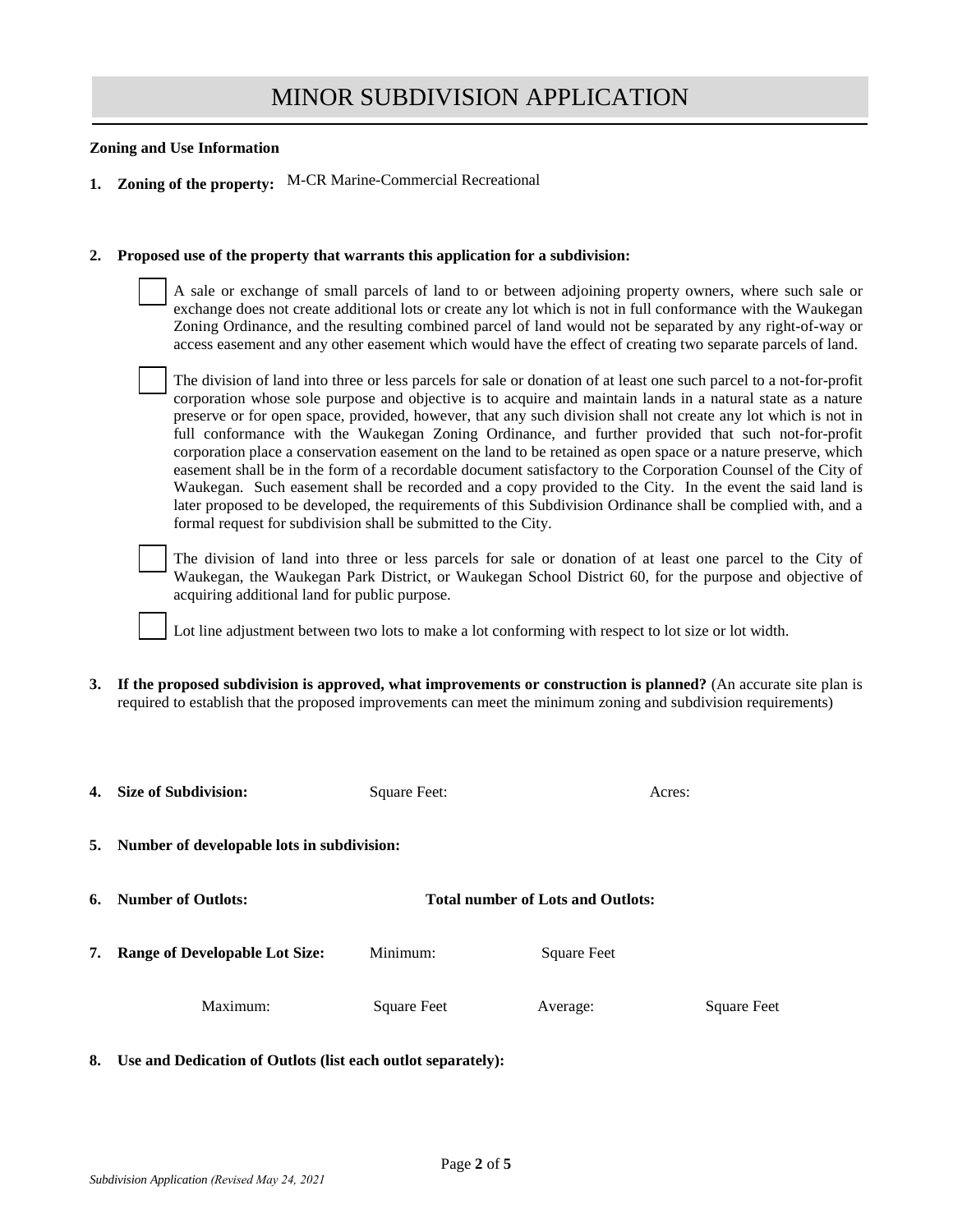# MINOR SUBDIVISION APPLICATION

**Zoning and Use Information**

1. **Zoning of the property:** M-CR Marine-Commercial Recreational

2. **Proposed use of the property that warrants this application for a subdivision:**

   - [ ] A sale or exchange of small parcels of land to or between adjoining property owners, where such sale or exchange does not create additional lots or create any lot which is not in full conformance with the Waukegan Zoning Ordinance, and the resulting combined parcel of land would not be separated by any right-of-way or access easement and any other easement which would have the effect of creating two separate parcels of land.

   - [ ] The division of land into three or less parcels for sale or donation of at least one such parcel to a not-for-profit corporation whose sole purpose and objective is to acquire and maintain lands in a natural state as a nature preserve or for open space, provided, however, that any such division shall not create any lot which is not in full conformance with the Waukegan Zoning Ordinance, and further provided that such not-for-profit corporation place a conservation easement on the land to be retained as open space or a nature preserve, which easement shall be in the form of a recordable document satisfactory to the Corporation Counsel of the City of Waukegan. Such easement shall be recorded and a copy provided to the City. In the event the said land is later proposed to be developed, the requirements of this Subdivision Ordinance shall be complied with, and a formal request for subdivision shall be submitted to the City.

   - [ ] The division of land into three or less parcels for sale or donation of at least one parcel to the City of Waukegan, the Waukegan Park District, or Waukegan School District 60, for the purpose and objective of acquiring additional land for public purpose.

   - [ ] Lot line adjustment between two lots to make a lot conforming with respect to lot size or lot width.

3. **If the proposed subdivision is approved, what improvements or construction is planned?** (An accurate site plan is required to establish that the proposed improvements can meet the minimum zoning and subdivision requirements)

4. **Size of Subdivision:** Square Feet: Acres:

5. **Number of developable lots in subdivision:**

6. **Number of Outlots:** **Total number of Lots and Outlots:**

7. **Range of Developable Lot Size:** Minimum: Square Feet

   Maximum: Square Feet Average: Square Feet

8. **Use and Dedication of Outlots (list each outlot separately):**

*Subdivision Application (Revised May 24, 2021*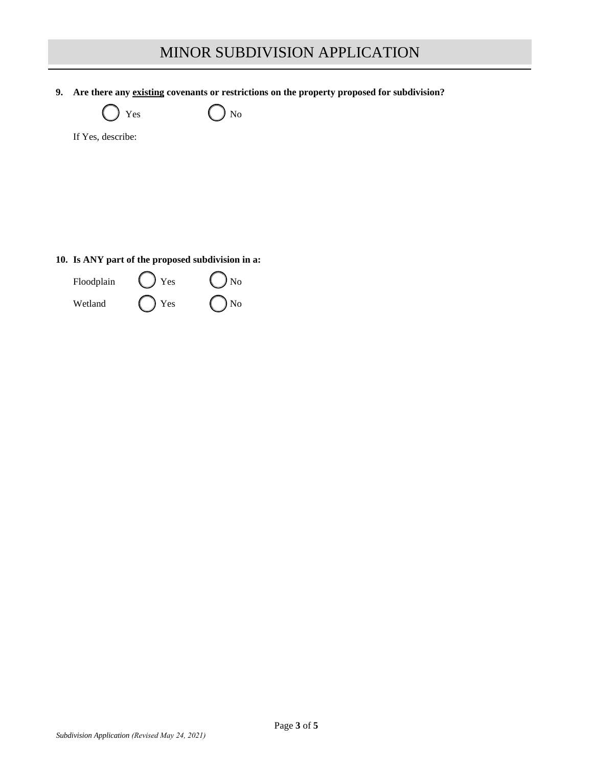# MINOR SUBDIVISION APPLICATION

**9. Are there any existing covenants or restrictions on the property proposed for subdivision?**

( ) Yes ( ) No

If Yes, describe:

**10. Is ANY part of the proposed subdivision in a:**

| | | |
|---|---|---|
| Floodplain | ( ) Yes | ( ) No |
| Wetland | ( ) Yes | ( ) No |

*Subdivision Application (Revised May 24, 2021)*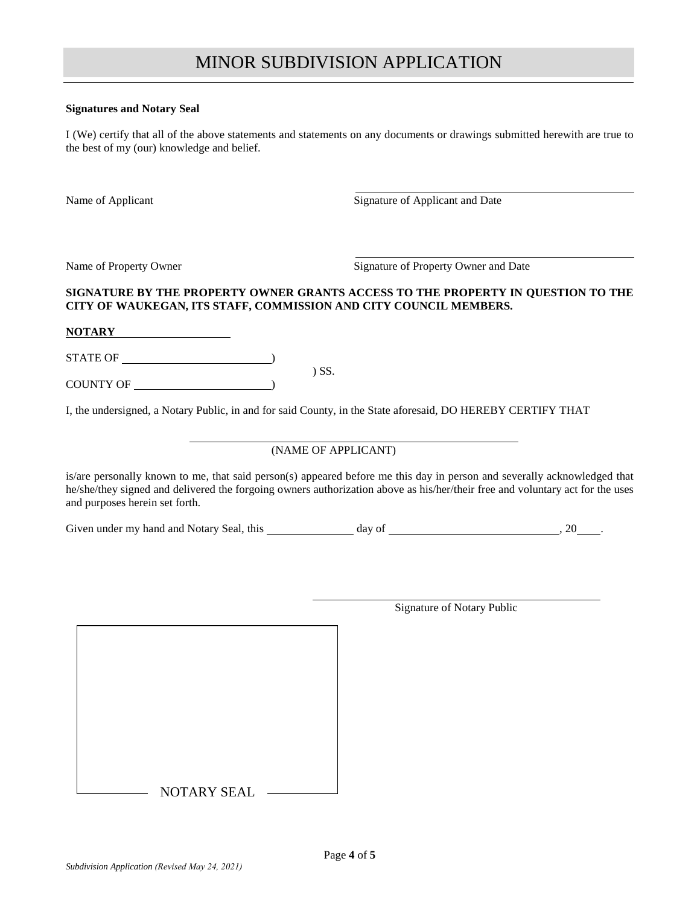# MINOR SUBDIVISION APPLICATION

**Signatures and Notary Seal**

I (We) certify that all of the above statements and statements on any documents or drawings submitted herewith are true to the best of my (our) knowledge and belief.

Name of Applicant ______________________ Signature of Applicant and Date ______________________

Name of Property Owner ______________________ Signature of Property Owner and Date ______________________

**SIGNATURE BY THE PROPERTY OWNER GRANTS ACCESS TO THE PROPERTY IN QUESTION TO THE CITY OF WAUKEGAN, ITS STAFF, COMMISSION AND CITY COUNCIL MEMBERS.**

**NOTARY**

STATE OF ______________________)
) SS.
COUNTY OF ______________________)

I, the undersigned, a Notary Public, in and for said County, in the State aforesaid, DO HEREBY CERTIFY THAT

______________________________________
(NAME OF APPLICANT)

is/are personally known to me, that said person(s) appeared before me this day in person and severally acknowledged that he/she/they signed and delivered the forgoing owners authorization above as his/her/their free and voluntary act for the uses and purposes herein set forth.

Given under my hand and Notary Seal, this ______________ day of ______________________, 20____.

______________________________________
Signature of Notary Public

NOTARY SEAL

*Subdivision Application (Revised May 24, 2021)*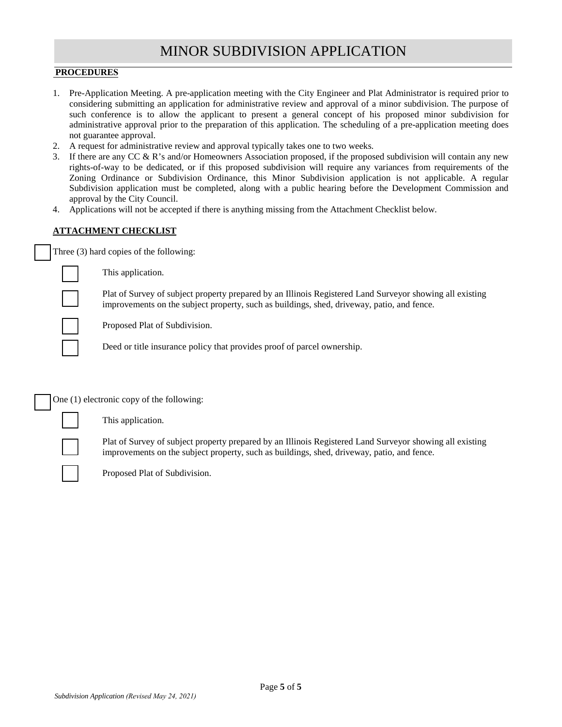# MINOR SUBDIVISION APPLICATION

**PROCEDURES**

1. Pre-Application Meeting. A pre-application meeting with the City Engineer and Plat Administrator is required prior to considering submitting an application for administrative review and approval of a minor subdivision. The purpose of such conference is to allow the applicant to present a general concept of his proposed minor subdivision for administrative approval prior to the preparation of this application. The scheduling of a pre-application meeting does not guarantee approval.
2. A request for administrative review and approval typically takes one to two weeks.
3. If there are any CC & R's and/or Homeowners Association proposed, if the proposed subdivision will contain any new rights-of-way to be dedicated, or if this proposed subdivision will require any variances from requirements of the Zoning Ordinance or Subdivision Ordinance, this Minor Subdivision application is not applicable. A regular Subdivision application must be completed, along with a public hearing before the Development Commission and approval by the City Council.
4. Applications will not be accepted if there is anything missing from the Attachment Checklist below.

**ATTACHMENT CHECKLIST**

- [ ] Three (3) hard copies of the following:
  - [ ] This application.
  - [ ] Plat of Survey of subject property prepared by an Illinois Registered Land Surveyor showing all existing improvements on the subject property, such as buildings, shed, driveway, patio, and fence.
  - [ ] Proposed Plat of Subdivision.
  - [ ] Deed or title insurance policy that provides proof of parcel ownership.

- [ ] One (1) electronic copy of the following:
  - [ ] This application.
  - [ ] Plat of Survey of subject property prepared by an Illinois Registered Land Surveyor showing all existing improvements on the subject property, such as buildings, shed, driveway, patio, and fence.
  - [ ] Proposed Plat of Subdivision.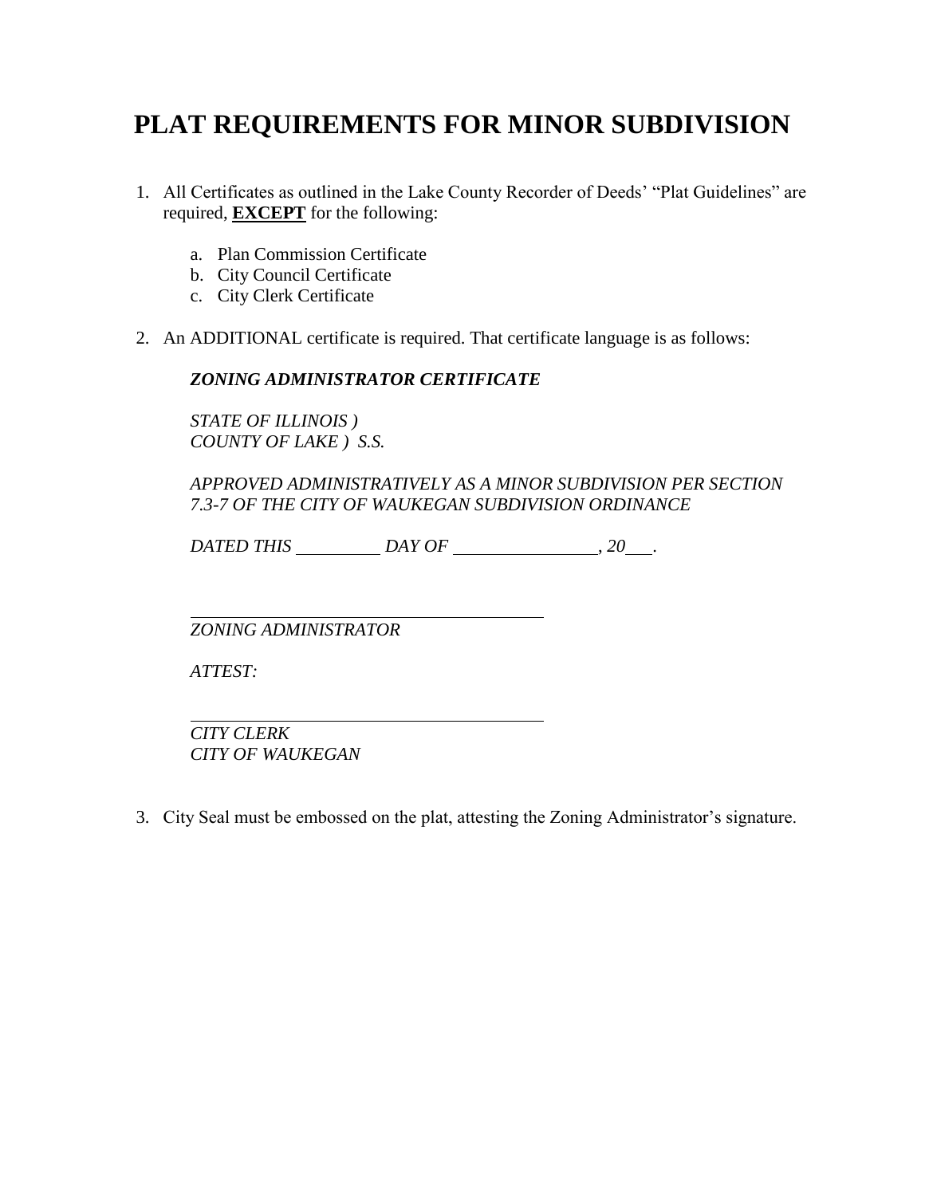# PLAT REQUIREMENTS FOR MINOR SUBDIVISION

1. All Certificates as outlined in the Lake County Recorder of Deeds' "Plat Guidelines" are required, **EXCEPT** for the following:

   a. Plan Commission Certificate
   b. City Council Certificate
   c. City Clerk Certificate

2. An ADDITIONAL certificate is required. That certificate language is as follows:

   ***ZONING ADMINISTRATOR CERTIFICATE***

   *STATE OF ILLINOIS )*
   *COUNTY OF LAKE ) S.S.*

   *APPROVED ADMINISTRATIVELY AS A MINOR SUBDIVISION PER SECTION 7.3-7 OF THE CITY OF WAUKEGAN SUBDIVISION ORDINANCE*

   *DATED THIS \_\_\_\_\_\_\_\_\_\_ DAY OF \_\_\_\_\_\_\_\_\_\_\_\_\_\_\_\_\_, 20\_\_\_.*

   \_\_\_\_\_\_\_\_\_\_\_\_\_\_\_\_\_\_\_\_\_\_\_\_\_\_\_\_\_\_\_\_\_\_\_\_\_\_\_\_
   *ZONING ADMINISTRATOR*

   *ATTEST:*

   \_\_\_\_\_\_\_\_\_\_\_\_\_\_\_\_\_\_\_\_\_\_\_\_\_\_\_\_\_\_\_\_\_\_\_\_\_\_\_\_
   *CITY CLERK*
   *CITY OF WAUKEGAN*

3. City Seal must be embossed on the plat, attesting the Zoning Administrator's signature.